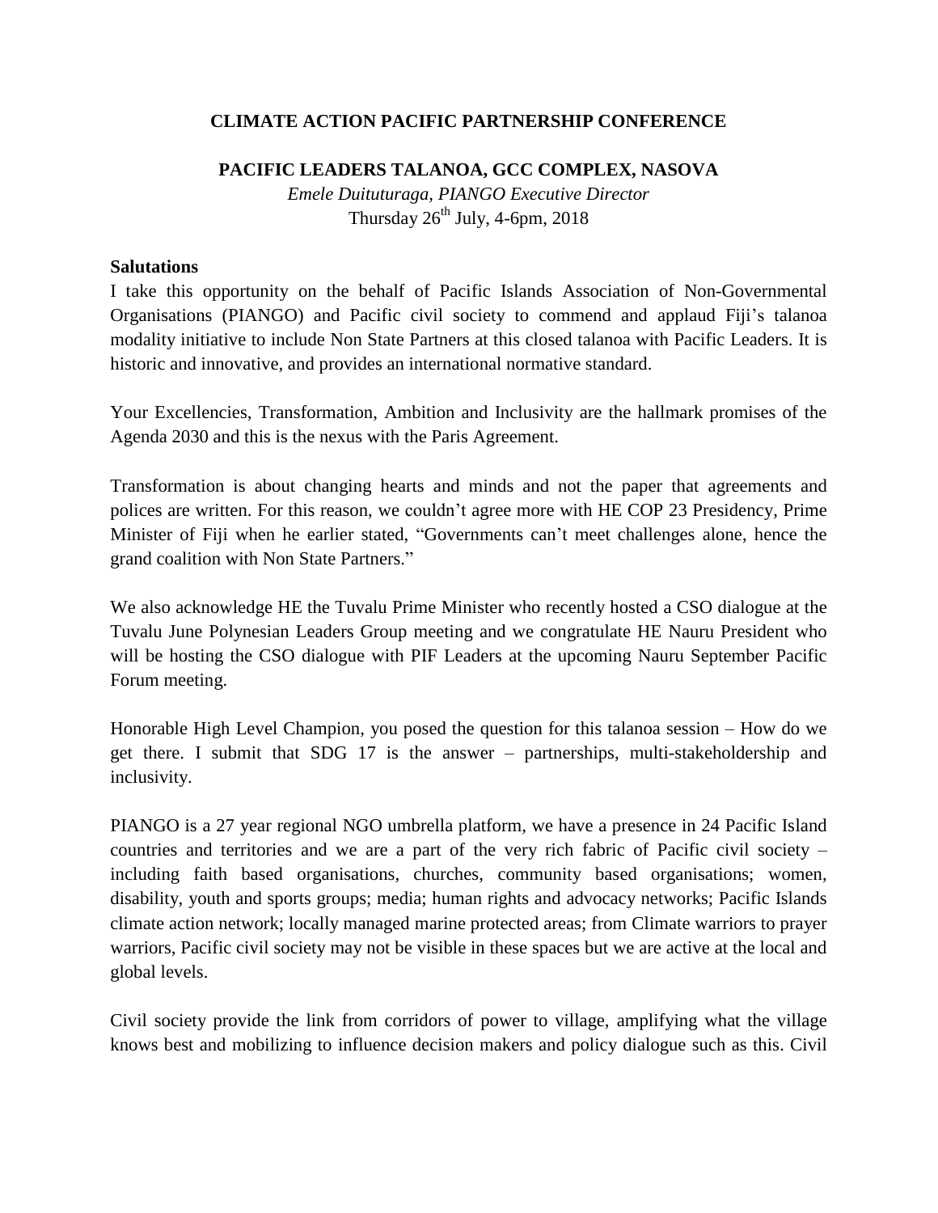**CLIMATE ACTION PACIFIC PARTNERSHIP CONFERENCE**

**PACIFIC LEADERS TALANOA, GCC COMPLEX, NASOVA**

*Emele Duituturaga, PIANGO Executive Director*

Thursday 26th July, 4-6pm, 2018

**Salutations**

I take this opportunity on the behalf of Pacific Islands Association of Non-Governmental Organisations (PIANGO) and Pacific civil society to commend and applaud Fiji's talanoa modality initiative to include Non State Partners at this closed talanoa with Pacific Leaders. It is historic and innovative, and provides an international normative standard.

Your Excellencies, Transformation, Ambition and Inclusivity are the hallmark promises of the Agenda 2030 and this is the nexus with the Paris Agreement.

Transformation is about changing hearts and minds and not the paper that agreements and polices are written. For this reason, we couldn't agree more with HE COP 23 Presidency, Prime Minister of Fiji when he earlier stated, "Governments can't meet challenges alone, hence the grand coalition with Non State Partners."

We also acknowledge HE the Tuvalu Prime Minister who recently hosted a CSO dialogue at the Tuvalu June Polynesian Leaders Group meeting and we congratulate HE Nauru President who will be hosting the CSO dialogue with PIF Leaders at the upcoming Nauru September Pacific Forum meeting.

Honorable High Level Champion, you posed the question for this talanoa session – How do we get there. I submit that SDG 17 is the answer – partnerships, multi-stakeholdership and inclusivity.

PIANGO is a 27 year regional NGO umbrella platform, we have a presence in 24 Pacific Island countries and territories and we are a part of the very rich fabric of Pacific civil society – including faith based organisations, churches, community based organisations; women, disability, youth and sports groups; media; human rights and advocacy networks; Pacific Islands climate action network; locally managed marine protected areas; from Climate warriors to prayer warriors, Pacific civil society may not be visible in these spaces but we are active at the local and global levels.

Civil society provide the link from corridors of power to village, amplifying what the village knows best and mobilizing to influence decision makers and policy dialogue such as this. Civil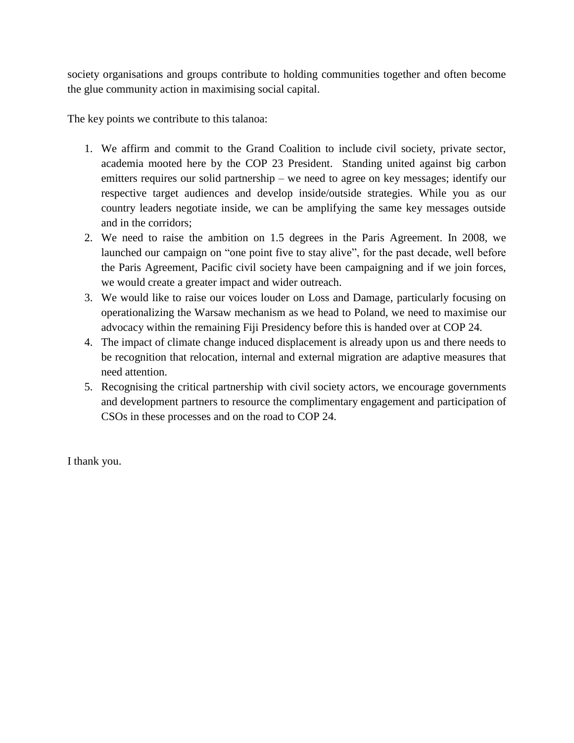society organisations and groups contribute to holding communities together and often become the glue community action in maximising social capital.

The key points we contribute to this talanoa:

1. We affirm and commit to the Grand Coalition to include civil society, private sector, academia mooted here by the COP 23 President. Standing united against big carbon emitters requires our solid partnership – we need to agree on key messages; identify our respective target audiences and develop inside/outside strategies. While you as our country leaders negotiate inside, we can be amplifying the same key messages outside and in the corridors;
2. We need to raise the ambition on 1.5 degrees in the Paris Agreement. In 2008, we launched our campaign on "one point five to stay alive", for the past decade, well before the Paris Agreement, Pacific civil society have been campaigning and if we join forces, we would create a greater impact and wider outreach.
3. We would like to raise our voices louder on Loss and Damage, particularly focusing on operationalizing the Warsaw mechanism as we head to Poland, we need to maximise our advocacy within the remaining Fiji Presidency before this is handed over at COP 24.
4. The impact of climate change induced displacement is already upon us and there needs to be recognition that relocation, internal and external migration are adaptive measures that need attention.
5. Recognising the critical partnership with civil society actors, we encourage governments and development partners to resource the complimentary engagement and participation of CSOs in these processes and on the road to COP 24.

I thank you.